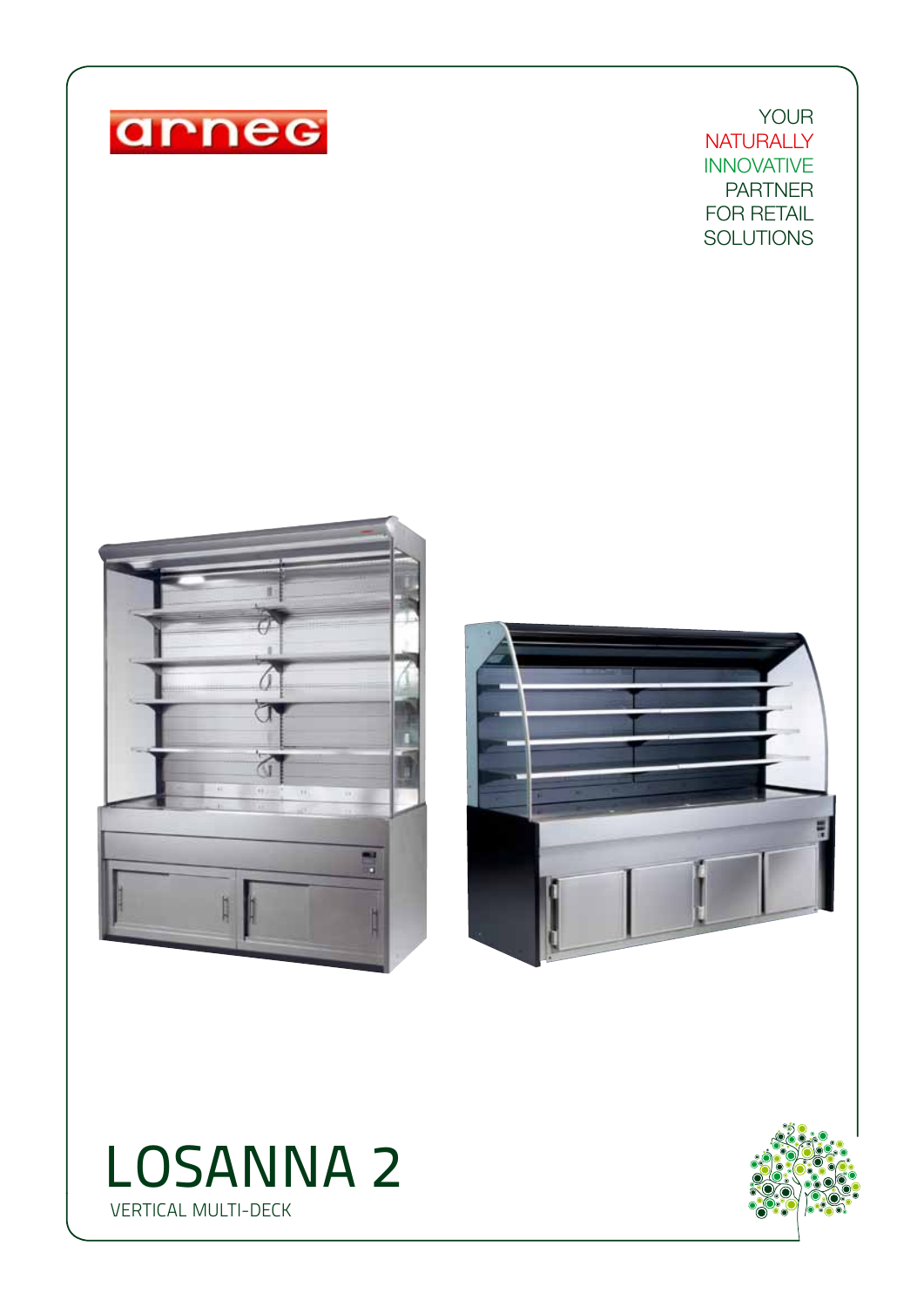arneg

YOUR
NATURALLY
INNOVATIVE
PARTNER
FOR RETAIL
SOLUTIONS

# LOSANNA 2

VERTICAL MULTI-DECK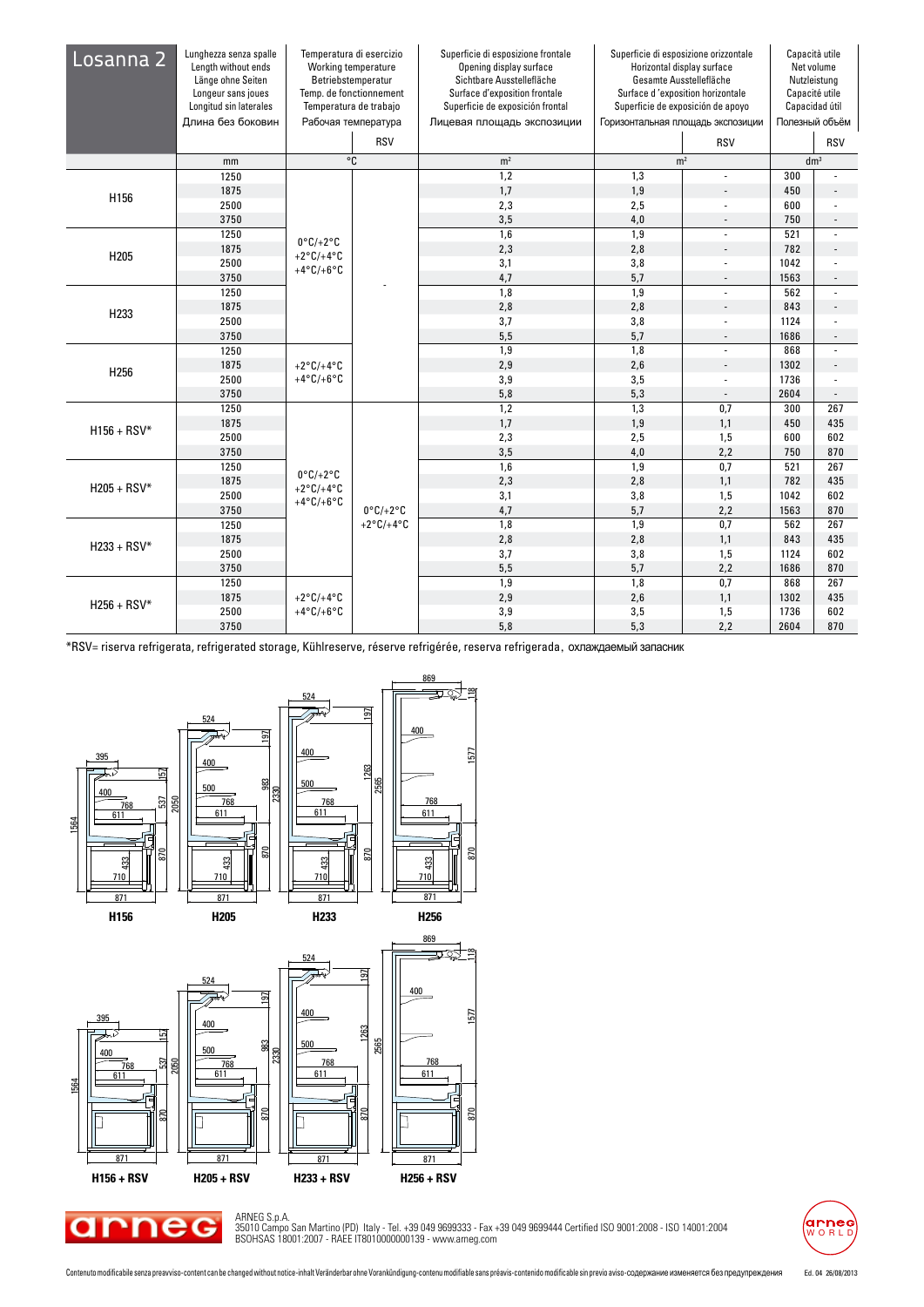| Losanna 2 | Lunghezza senza spalle<br>Length without ends<br>Länge ohne Seiten<br>Longeur sans joues<br>Longitud sin laterales<br>Длина без боковин | Temperatura di esercizio<br>Working temperature<br>Betriebstemperatur<br>Temp. de fonctionnement<br>Temperatura de trabajo<br>Рабочая температура | | Superficie di esposizione frontale<br>Opening display surface<br>Sichtbare Ausstellefläche<br>Surface d'exposition frontale<br>Superficie de exposición frontal<br>Лицевая площадь экспозиции | Superficie di esposizione orizzontale<br>Horizontal display surface<br>Gesamte Ausstellefläche<br>Surface d 'exposition horizontale<br>Superficie de exposición de apoyo<br>Горизонтальная площадь экспозиции | | Capacità utile<br>Net volume<br>Nutzleistung<br>Capacité utile<br>Capacidad útil<br>Полезный объём | |
|---|---|---|---|---|---|---|---|---|
| | | | RSV | | | RSV | | RSV |
| | mm | °C | | m² | m² | | dm³ | |
| H156 | 1250 | 0°C/+2°C<br>+2°C/+4°C<br>+4°C/+6°C | - | 1,2 | 1,3 | - | 300 | - |
| | 1875 | | | 1,7 | 1,9 | - | 450 | - |
| | 2500 | | | 2,3 | 2,5 | - | 600 | - |
| | 3750 | | | 3,5 | 4,0 | - | 750 | - |
| H205 | 1250 | | | 1,6 | 1,9 | - | 521 | - |
| | 1875 | | | 2,3 | 2,8 | - | 782 | - |
| | 2500 | | | 3,1 | 3,8 | - | 1042 | - |
| | 3750 | | | 4,7 | 5,7 | - | 1563 | - |
| H233 | 1250 | | | 1,8 | 1,9 | - | 562 | - |
| | 1875 | | | 2,8 | 2,8 | - | 843 | - |
| | 2500 | | | 3,7 | 3,8 | - | 1124 | - |
| | 3750 | | | 5,5 | 5,7 | - | 1686 | - |
| H256 | 1250 | +2°C/+4°C<br>+4°C/+6°C | | 1,9 | 1,8 | - | 868 | - |
| | 1875 | | | 2,9 | 2,6 | - | 1302 | - |
| | 2500 | | | 3,9 | 3,5 | - | 1736 | - |
| | 3750 | | | 5,8 | 5,3 | - | 2604 | - |
| H156 + RSV* | 1250 | 0°C/+2°C<br>+2°C/+4°C<br>+4°C/+6°C | 0°C/+2°C<br>+2°C/+4°C | 1,2 | 1,3 | 0,7 | 300 | 267 |
| | 1875 | | | 1,7 | 1,9 | 1,1 | 450 | 435 |
| | 2500 | | | 2,3 | 2,5 | 1,5 | 600 | 602 |
| | 3750 | | | 3,5 | 4,0 | 2,2 | 750 | 870 |
| H205 + RSV* | 1250 | | | 1,6 | 1,9 | 0,7 | 521 | 267 |
| | 1875 | | | 2,3 | 2,8 | 1,1 | 782 | 435 |
| | 2500 | | | 3,1 | 3,8 | 1,5 | 1042 | 602 |
| | 3750 | | | 4,7 | 5,7 | 2,2 | 1563 | 870 |
| H233 + RSV* | 1250 | | | 1,8 | 1,9 | 0,7 | 562 | 267 |
| | 1875 | | | 2,8 | 2,8 | 1,1 | 843 | 435 |
| | 2500 | | | 3,7 | 3,8 | 1,5 | 1124 | 602 |
| | 3750 | | | 5,5 | 5,7 | 2,2 | 1686 | 870 |
| H256 + RSV* | 1250 | +2°C/+4°C<br>+4°C/+6°C | | 1,9 | 1,8 | 0,7 | 868 | 267 |
| | 1875 | | | 2,9 | 2,6 | 1,1 | 1302 | 435 |
| | 2500 | | | 3,9 | 3,5 | 1,5 | 1736 | 602 |
| | 3750 | | | 5,8 | 5,3 | 2,2 | 2604 | 870 |

*RSV= riserva refrigerata, refrigerated storage, Kühlreserve, réserve refrigérée, reserva refrigerada, охлаждаемый запасник

H156

H205

H233

H256

H156 + RSV

H205 + RSV

H233 + RSV

H256 + RSV

ARNEG S.p.A.
35010 Campo San Martino (PD) Italy - Tel. +39 049 9699333 - Fax +39 049 9699444 Certified ISO 9001:2008 - ISO 14001:2004
BSOHSAS 18001:2007 - RAEE IT8010000000139 - www.arneg.com

Contenuto modificabile senza preavviso-content can be changed without notice-inhalt Veränderbar ohne Vorankündigung-contenu modifiable sans préavis-contenido modificable sin previo aviso-содержание изменяется без предупреждения Ed. 04 26/08/2013